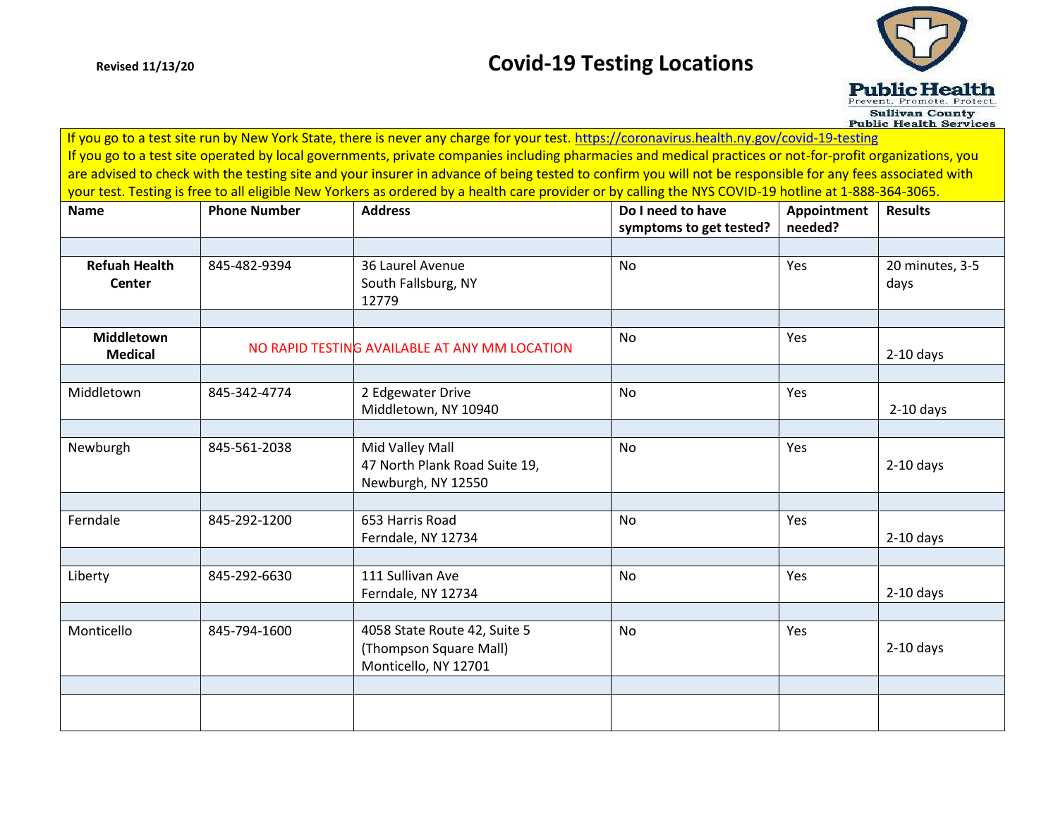Revised 11/13/20

# Covid-19 Testing Locations

Public Health
Prevent. Promote. Protect.
Sullivan County
Public Health Services

If you go to a test site run by New York State, there is never any charge for your test. https://coronavirus.health.ny.gov/covid-19-testing
If you go to a test site operated by local governments, private companies including pharmacies and medical practices or not-for-profit organizations, you are advised to check with the testing site and your insurer in advance of being tested to confirm you will not be responsible for any fees associated with your test. Testing is free to all eligible New Yorkers as ordered by a health care provider or by calling the NYS COVID-19 hotline at 1-888-364-3065.

| Name | Phone Number | Address | Do I need to have symptoms to get tested? | Appointment needed? | Results |
|---|---|---|---|---|---|
| | | | | | |
| **Refuah Health Center** | 845-482-9394 | 36 Laurel Avenue<br>South Fallsburg, NY<br>12779 | No | Yes | 20 minutes, 3-5 days |
| | | | | | |
| **Middletown Medical** | NO RAPID TESTING AVAILABLE AT ANY MM LOCATION | | No | Yes | 2-10 days |
| | | | | | |
| Middletown | 845-342-4774 | 2 Edgewater Drive<br>Middletown, NY 10940 | No | Yes | 2-10 days |
| | | | | | |
| Newburgh | 845-561-2038 | Mid Valley Mall<br>47 North Plank Road Suite 19,<br>Newburgh, NY 12550 | No | Yes | 2-10 days |
| | | | | | |
| Ferndale | 845-292-1200 | 653 Harris Road<br>Ferndale, NY 12734 | No | Yes | 2-10 days |
| | | | | | |
| Liberty | 845-292-6630 | 111 Sullivan Ave<br>Ferndale, NY 12734 | No | Yes | 2-10 days |
| | | | | | |
| Monticello | 845-794-1600 | 4058 State Route 42, Suite 5<br>(Thompson Square Mall)<br>Monticello, NY 12701 | No | Yes | 2-10 days |
| | | | | | |
| | | | | | |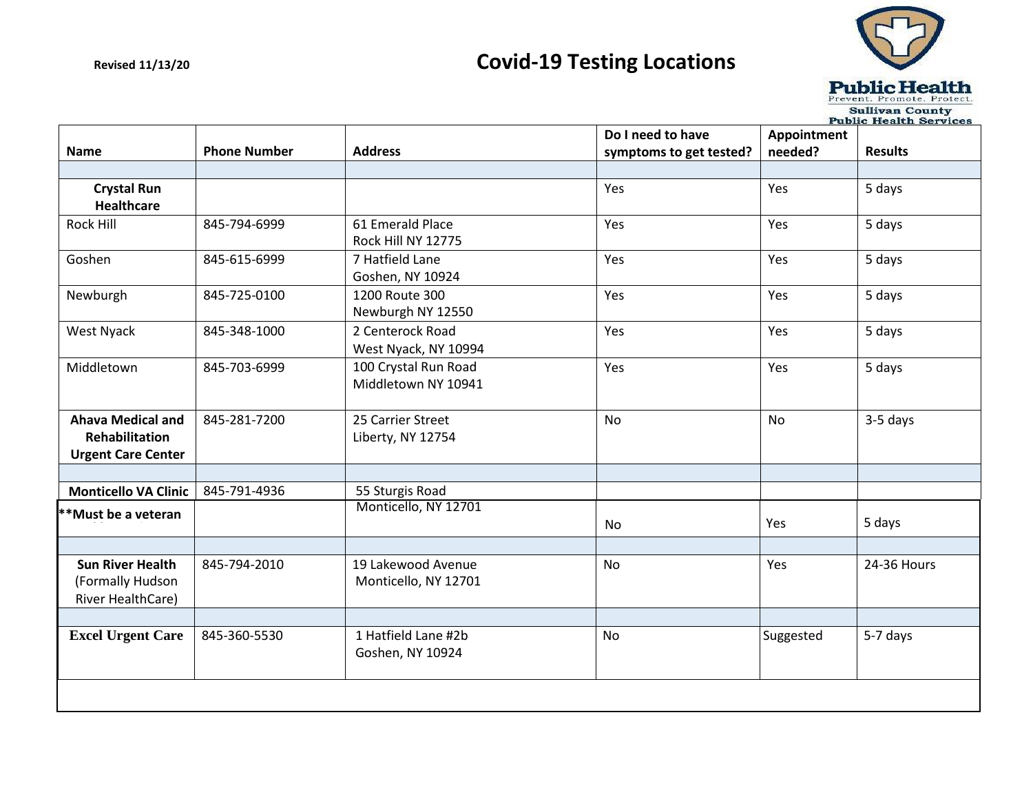Revised 11/13/20

# Covid-19 Testing Locations

Public Health
Prevent. Promote. Protect.
Sullivan County
Public Health Services

| Name | Phone Number | Address | Do I need to have symptoms to get tested? | Appointment needed? | Results |
|---|---|---|---|---|---|
| | | | | | |
| **Crystal Run Healthcare** | | | Yes | Yes | 5 days |
| Rock Hill | 845-794-6999 | 61 Emerald Place Rock Hill NY 12775 | Yes | Yes | 5 days |
| Goshen | 845-615-6999 | 7 Hatfield Lane Goshen, NY 10924 | Yes | Yes | 5 days |
| Newburgh | 845-725-0100 | 1200 Route 300 Newburgh NY 12550 | Yes | Yes | 5 days |
| West Nyack | 845-348-1000 | 2 Centerock Road West Nyack, NY 10994 | Yes | Yes | 5 days |
| Middletown | 845-703-6999 | 100 Crystal Run Road Middletown NY 10941 | Yes | Yes | 5 days |
| **Ahava Medical and Rehabilitation Urgent Care Center** | 845-281-7200 | 25 Carrier Street Liberty, NY 12754 | No | No | 3-5 days |
| | | | | | |
| **Monticello VA Clinic** **Must be a veteran | 845-791-4936 | 55 Sturgis Road Monticello, NY 12701 | No | Yes | 5 days |
| | | | | | |
| **Sun River Health** (Formally Hudson River HealthCare) | 845-794-2010 | 19 Lakewood Avenue Monticello, NY 12701 | No | Yes | 24-36 Hours |
| | | | | | |
| **Excel Urgent Care** | 845-360-5530 | 1 Hatfield Lane #2b Goshen, NY 10924 | No | Suggested | 5-7 days |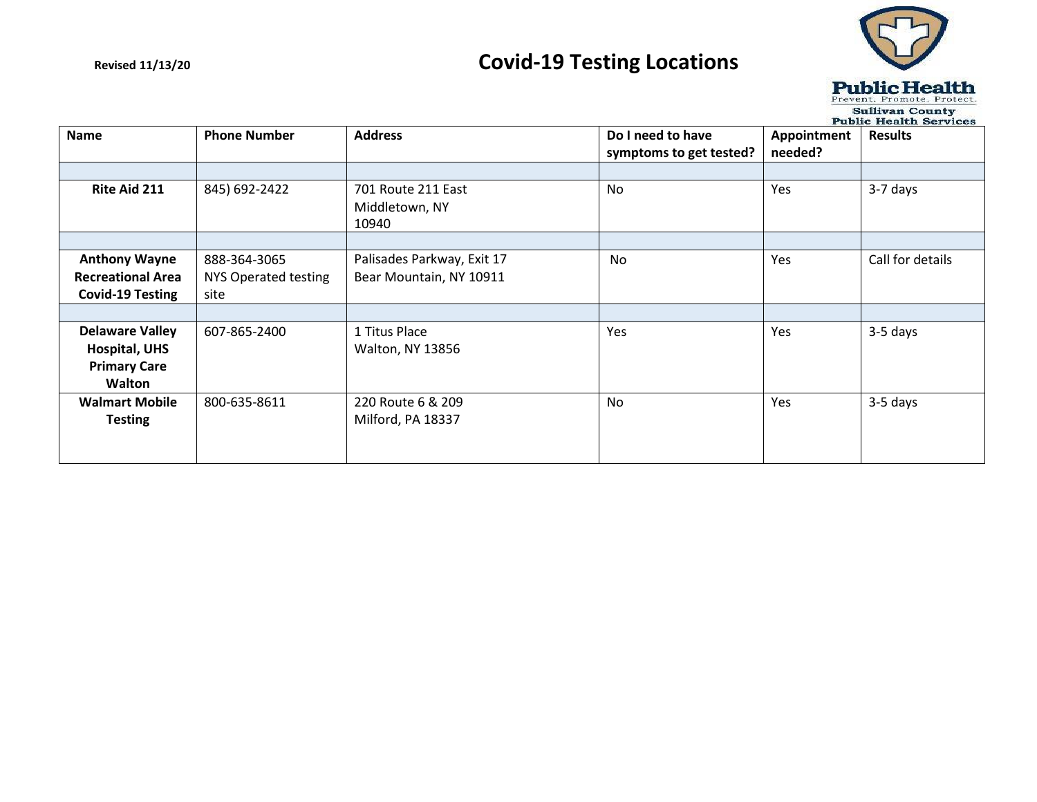Revised 11/13/20

# Covid-19 Testing Locations

Public Health
Prevent. Promote. Protect.
Sullivan County
Public Health Services

| Name | Phone Number | Address | Do I need to have symptoms to get tested? | Appointment needed? | Results |
|---|---|---|---|---|---|
| | | | | | |
| **Rite Aid 211** | 845) 692-2422 | 701 Route 211 East Middletown, NY 10940 | No | Yes | 3-7 days |
| | | | | | |
| **Anthony Wayne Recreational Area Covid-19 Testing** | 888-364-3065 NYS Operated testing site | Palisades Parkway, Exit 17 Bear Mountain, NY 10911 | No | Yes | Call for details |
| | | | | | |
| **Delaware Valley Hospital, UHS Primary Care Walton** | 607-865-2400 | 1 Titus Place Walton, NY 13856 | Yes | Yes | 3-5 days |
| **Walmart Mobile Testing** | 800-635-8611 | 220 Route 6 & 209 Milford, PA 18337 | No | Yes | 3-5 days |